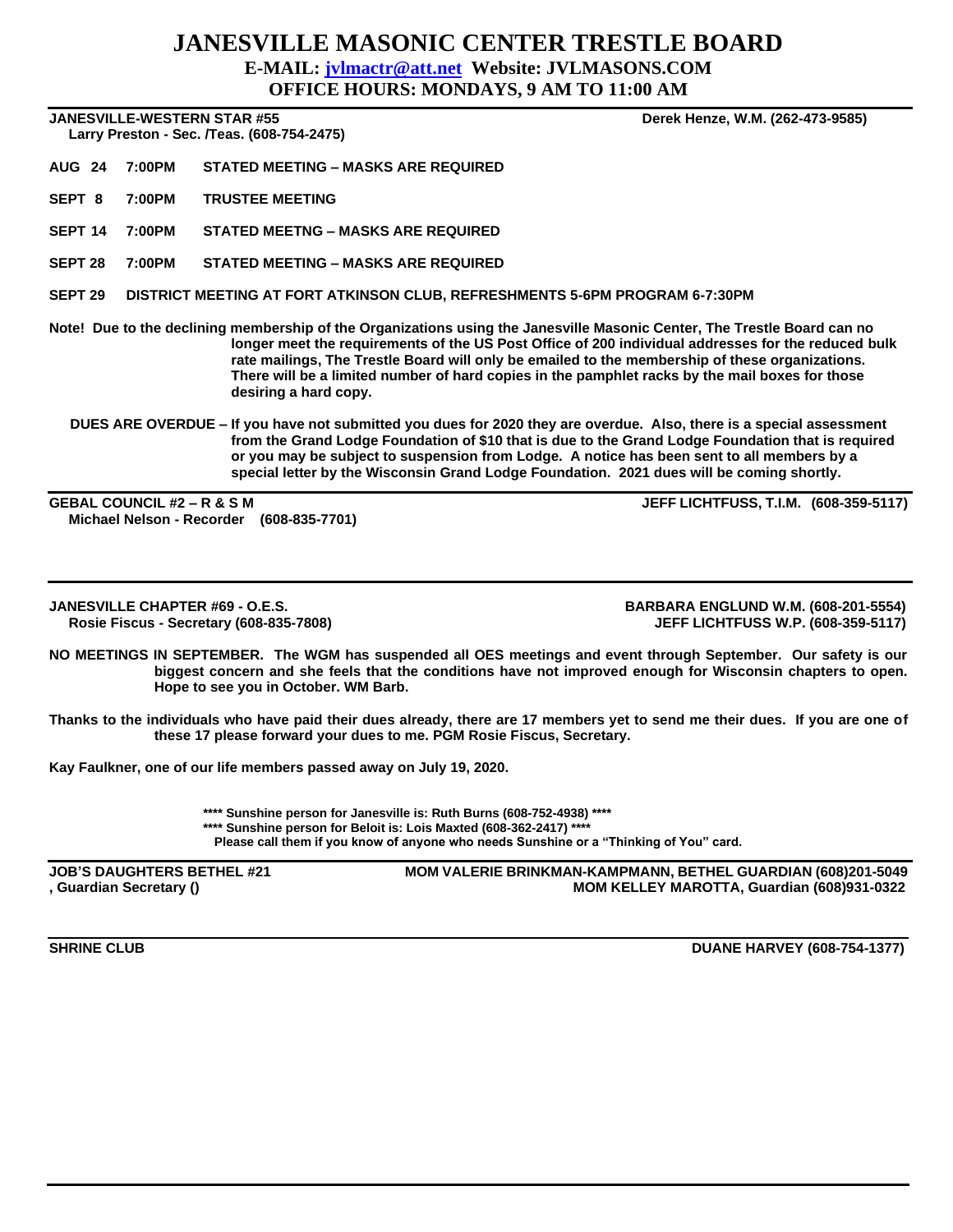# JANESVILLE MASONIC CENTER TRESTLE BOARD

**E-MAIL: jvlmactr@att.net Website: JVLMASONS.COM**

**OFFICE HOURS: MONDAYS, 9 AM TO 11:00 AM**

---

**JANESVILLE-WESTERN STAR #55** — **Derek Henze, W.M. (262-473-9585)**

**Larry Preston - Sec. /Teas. (608-754-2475)**

**AUG 24 7:00PM STATED MEETING – MASKS ARE REQUIRED**

**SEPT 8 7:00PM TRUSTEE MEETING**

**SEPT 14 7:00PM STATED MEETNG – MASKS ARE REQUIRED**

**SEPT 28 7:00PM STATED MEETING – MASKS ARE REQUIRED**

**SEPT 29 DISTRICT MEETING AT FORT ATKINSON CLUB, REFRESHMENTS 5-6PM PROGRAM 6-7:30PM**

**Note! Due to the declining membership of the Organizations using the Janesville Masonic Center, The Trestle Board can no longer meet the requirements of the US Post Office of 200 individual addresses for the reduced bulk rate mailings, The Trestle Board will only be emailed to the membership of these organizations. There will be a limited number of hard copies in the pamphlet racks by the mail boxes for those desiring a hard copy.**

**DUES ARE OVERDUE – If you have not submitted you dues for 2020 they are overdue. Also, there is a special assessment from the Grand Lodge Foundation of $10 that is due to the Grand Lodge Foundation that is required or you may be subject to suspension from Lodge. A notice has been sent to all members by a special letter by the Wisconsin Grand Lodge Foundation. 2021 dues will be coming shortly.**

---

**GEBAL COUNCIL #2 – R & S M** — **JEFF LICHTFUSS, T.I.M. (608-359-5117)**

**Michael Nelson - Recorder (608-835-7701)**

---

**JANESVILLE CHAPTER #69 - O.E.S.** — **BARBARA ENGLUND W.M. (608-201-5554)**

**Rosie Fiscus - Secretary (608-835-7808)** — **JEFF LICHTFUSS W.P. (608-359-5117)**

**NO MEETINGS IN SEPTEMBER. The WGM has suspended all OES meetings and event through September. Our safety is our biggest concern and she feels that the conditions have not improved enough for Wisconsin chapters to open. Hope to see you in October. WM Barb.**

**Thanks to the individuals who have paid their dues already, there are 17 members yet to send me their dues. If you are one of these 17 please forward your dues to me. PGM Rosie Fiscus, Secretary.**

**Kay Faulkner, one of our life members passed away on July 19, 2020.**

**\*\*\*\* Sunshine person for Janesville is: Ruth Burns (608-752-4938) \*\*\*\***

**\*\*\*\* Sunshine person for Beloit is: Lois Maxted (608-362-2417) \*\*\*\***

**Please call them if you know of anyone who needs Sunshine or a "Thinking of You" card.**

---

**JOB'S DAUGHTERS BETHEL #21** — **MOM VALERIE BRINKMAN-KAMPMANN, BETHEL GUARDIAN (608)201-5049**

**, Guardian Secretary ()** — **MOM KELLEY MAROTTA, Guardian (608)931-0322**

---

**SHRINE CLUB** — **DUANE HARVEY (608-754-1377)**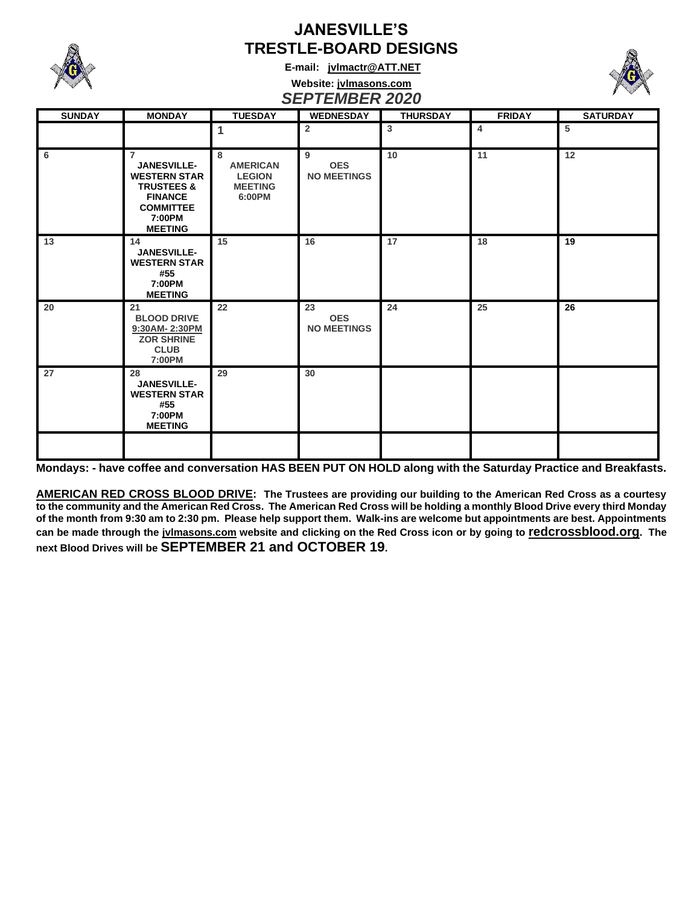# JANESVILLE'S
# TRESTLE-BOARD DESIGNS

**E-mail: jvlmactr@ATT.NET**

**Website: jvlmasons.com**

## *SEPTEMBER 2020*

| SUNDAY | MONDAY | TUESDAY | WEDNESDAY | THURSDAY | FRIDAY | SATURDAY |
|---|---|---|---|---|---|---|
| | | 1 | 2 | 3 | 4 | 5 |
| 6 | 7 JANESVILLE-WESTERN STAR TRUSTEES & FINANCE COMMITTEE 7:00PM MEETING | 8 AMERICAN LEGION MEETING 6:00PM | 9 OES NO MEETINGS | 10 | 11 | 12 |
| 13 | 14 JANESVILLE-WESTERN STAR #55 7:00PM MEETING | 15 | 16 | 17 | 18 | 19 |
| 20 | 21 BLOOD DRIVE 9:30AM- 2:30PM ZOR SHRINE CLUB 7:00PM | 22 | 23 OES NO MEETINGS | 24 | 25 | 26 |
| 27 | 28 JANESVILLE-WESTERN STAR #55 7:00PM MEETING | 29 | 30 | | | |
| | | | | | | |

**Mondays: - have coffee and conversation HAS BEEN PUT ON HOLD along with the Saturday Practice and Breakfasts.**

**AMERICAN RED CROSS BLOOD DRIVE: The Trustees are providing our building to the American Red Cross as a courtesy to the community and the American Red Cross. The American Red Cross will be holding a monthly Blood Drive every third Monday of the month from 9:30 am to 2:30 pm. Please help support them. Walk-ins are welcome but appointments are best. Appointments can be made through the jvlmasons.com website and clicking on the Red Cross icon or by going to redcrossblood.org. The next Blood Drives will be SEPTEMBER 21 and OCTOBER 19.**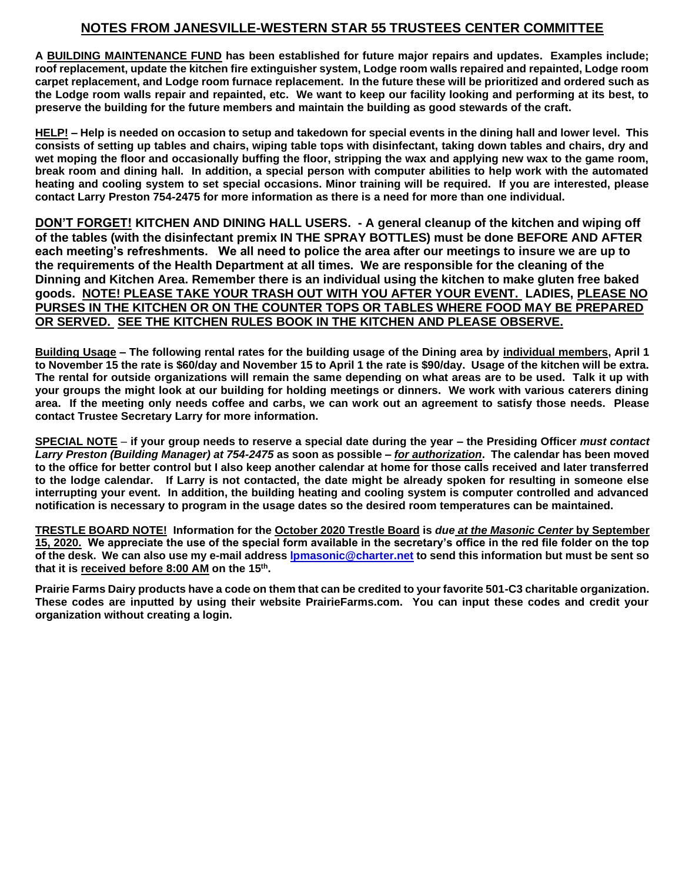# NOTES FROM JANESVILLE-WESTERN STAR 55 TRUSTEES CENTER COMMITTEE

**A BUILDING MAINTENANCE FUND has been established for future major repairs and updates. Examples include; roof replacement, update the kitchen fire extinguisher system, Lodge room walls repaired and repainted, Lodge room carpet replacement, and Lodge room furnace replacement. In the future these will be prioritized and ordered such as the Lodge room walls repair and repainted, etc. We want to keep our facility looking and performing at its best, to preserve the building for the future members and maintain the building as good stewards of the craft.**

**HELP! – Help is needed on occasion to setup and takedown for special events in the dining hall and lower level. This consists of setting up tables and chairs, wiping table tops with disinfectant, taking down tables and chairs, dry and wet moping the floor and occasionally buffing the floor, stripping the wax and applying new wax to the game room, break room and dining hall. In addition, a special person with computer abilities to help work with the automated heating and cooling system to set special occasions. Minor training will be required. If you are interested, please contact Larry Preston 754-2475 for more information as there is a need for more than one individual.**

**DON'T FORGET! KITCHEN AND DINING HALL USERS. - A general cleanup of the kitchen and wiping off of the tables (with the disinfectant premix IN THE SPRAY BOTTLES) must be done BEFORE AND AFTER each meeting's refreshments. We all need to police the area after our meetings to insure we are up to the requirements of the Health Department at all times. We are responsible for the cleaning of the Dinning and Kitchen Area. Remember there is an individual using the kitchen to make gluten free baked goods. NOTE! PLEASE TAKE YOUR TRASH OUT WITH YOU AFTER YOUR EVENT. LADIES, PLEASE NO PURSES IN THE KITCHEN OR ON THE COUNTER TOPS OR TABLES WHERE FOOD MAY BE PREPARED OR SERVED. SEE THE KITCHEN RULES BOOK IN THE KITCHEN AND PLEASE OBSERVE.**

**Building Usage – The following rental rates for the building usage of the Dining area by individual members, April 1 to November 15 the rate is $60/day and November 15 to April 1 the rate is $90/day. Usage of the kitchen will be extra. The rental for outside organizations will remain the same depending on what areas are to be used. Talk it up with your groups the might look at our building for holding meetings or dinners. We work with various caterers dining area. If the meeting only needs coffee and carbs, we can work out an agreement to satisfy those needs. Please contact Trustee Secretary Larry for more information.**

**SPECIAL NOTE – if your group needs to reserve a special date during the year – the Presiding Officer *must contact Larry Preston (Building Manager) at 754-2475* as soon as possible – *for authorization*. The calendar has been moved to the office for better control but I also keep another calendar at home for those calls received and later transferred to the lodge calendar. If Larry is not contacted, the date might be already spoken for resulting in someone else interrupting your event. In addition, the building heating and cooling system is computer controlled and advanced notification is necessary to program in the usage dates so the desired room temperatures can be maintained.**

**TRESTLE BOARD NOTE! Information for the October 2020 Trestle Board is *due at the Masonic Center* by September 15, 2020. We appreciate the use of the special form available in the secretary's office in the red file folder on the top of the desk. We can also use my e-mail address lpmasonic@charter.net to send this information but must be sent so that it is received before 8:00 AM on the 15th.**

**Prairie Farms Dairy products have a code on them that can be credited to your favorite 501-C3 charitable organization. These codes are inputted by using their website PrairieFarms.com. You can input these codes and credit your organization without creating a login.**